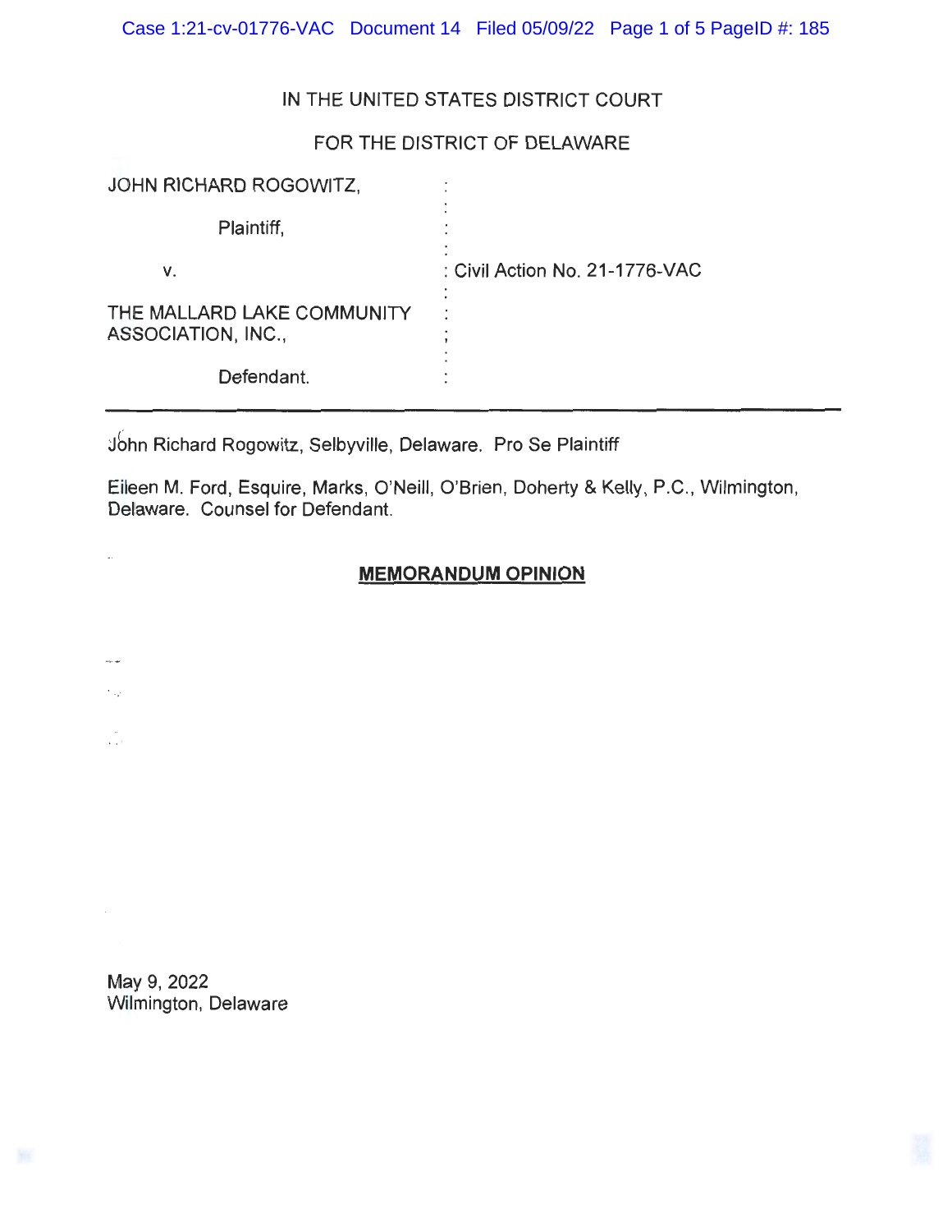IN THE UNITED STATES DISTRICT COURT

FOR THE DISTRICT OF DELAWARE

| | |
|---|---|
| JOHN RICHARD ROGOWITZ, | : |
| Plaintiff, | : |
| v. | : Civil Action No. 21-1776-VAC |
| THE MALLARD LAKE COMMUNITY ASSOCIATION, INC., | : |
| Defendant. | : |

---

John Richard Rogowitz, Selbyville, Delaware. Pro Se Plaintiff

Eileen M. Ford, Esquire, Marks, O'Neill, O'Brien, Doherty & Kelly, P.C., Wilmington, Delaware. Counsel for Defendant.

**MEMORANDUM OPINION**

May 9, 2022
Wilmington, Delaware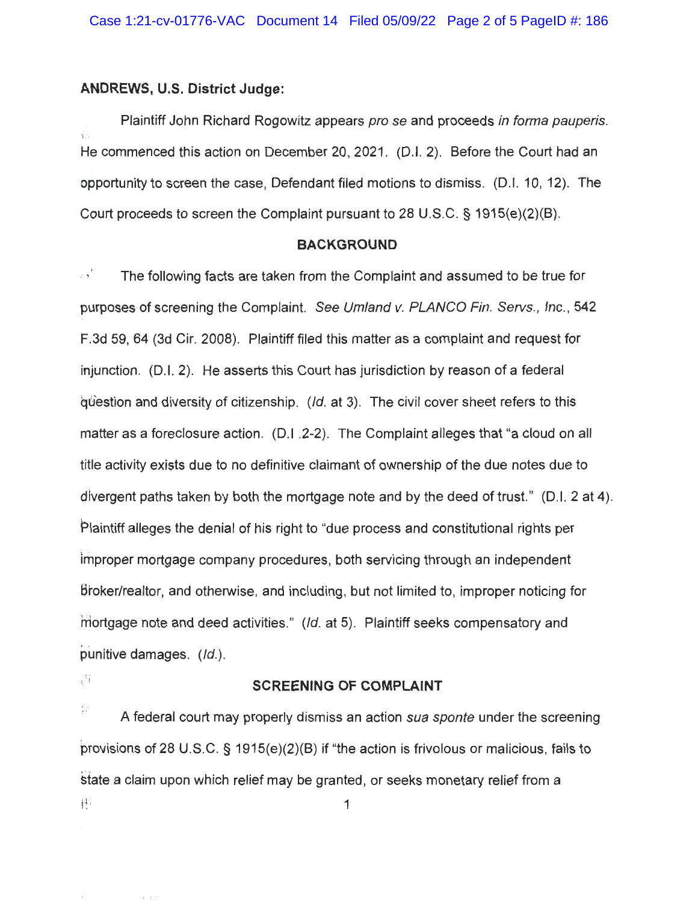**ANDREWS, U.S. District Judge:**

Plaintiff John Richard Rogowitz appears *pro se* and proceeds *in forma pauperis*. He commenced this action on December 20, 2021. (D.I. 2). Before the Court had an opportunity to screen the case, Defendant filed motions to dismiss. (D.I. 10, 12). The Court proceeds to screen the Complaint pursuant to 28 U.S.C. § 1915(e)(2)(B).

## BACKGROUND

The following facts are taken from the Complaint and assumed to be true for purposes of screening the Complaint. *See Umland v. PLANCO Fin. Servs., Inc.*, 542 F.3d 59, 64 (3d Cir. 2008). Plaintiff filed this matter as a complaint and request for injunction. (D.I. 2). He asserts this Court has jurisdiction by reason of a federal question and diversity of citizenship. (*Id.* at 3). The civil cover sheet refers to this matter as a foreclosure action. (D.I .2-2). The Complaint alleges that "a cloud on all title activity exists due to no definitive claimant of ownership of the due notes due to divergent paths taken by both the mortgage note and by the deed of trust." (D.I. 2 at 4). Plaintiff alleges the denial of his right to "due process and constitutional rights per improper mortgage company procedures, both servicing through an independent broker/realtor, and otherwise, and including, but not limited to, improper noticing for mortgage note and deed activities." (*Id.* at 5). Plaintiff seeks compensatory and punitive damages. (*Id.*).

## SCREENING OF COMPLAINT

A federal court may properly dismiss an action *sua sponte* under the screening provisions of 28 U.S.C. § 1915(e)(2)(B) if "the action is frivolous or malicious, fails to state a claim upon which relief may be granted, or seeks monetary relief from a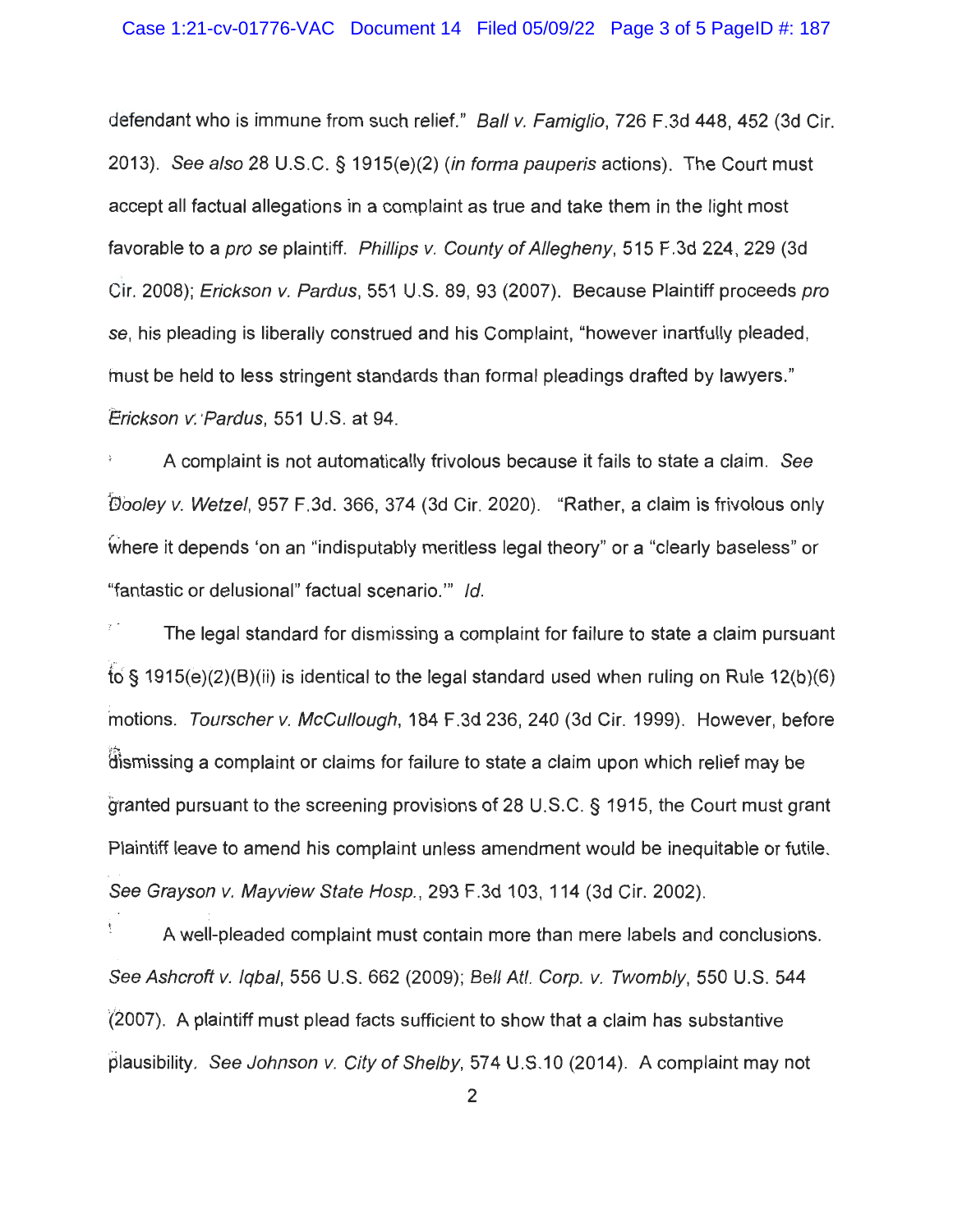defendant who is immune from such relief." *Ball v. Famiglio*, 726 F.3d 448, 452 (3d Cir. 2013). *See also* 28 U.S.C. § 1915(e)(2) (*in forma pauperis* actions). The Court must accept all factual allegations in a complaint as true and take them in the light most favorable to a *pro se* plaintiff. *Phillips v. County of Allegheny*, 515 F.3d 224, 229 (3d Cir. 2008); *Erickson v. Pardus*, 551 U.S. 89, 93 (2007). Because Plaintiff proceeds *pro se*, his pleading is liberally construed and his Complaint, "however inartfully pleaded, must be held to less stringent standards than formal pleadings drafted by lawyers." *Erickson v. Pardus*, 551 U.S. at 94.

A complaint is not automatically frivolous because it fails to state a claim. *See Dooley v. Wetzel*, 957 F.3d. 366, 374 (3d Cir. 2020). "Rather, a claim is frivolous only where it depends 'on an "indisputably meritless legal theory" or a "clearly baseless" or "fantastic or delusional" factual scenario.'" *Id.*

The legal standard for dismissing a complaint for failure to state a claim pursuant to § 1915(e)(2)(B)(ii) is identical to the legal standard used when ruling on Rule 12(b)(6) motions. *Tourscher v. McCullough*, 184 F.3d 236, 240 (3d Cir. 1999). However, before dismissing a complaint or claims for failure to state a claim upon which relief may be granted pursuant to the screening provisions of 28 U.S.C. § 1915, the Court must grant Plaintiff leave to amend his complaint unless amendment would be inequitable or futile. *See Grayson v. Mayview State Hosp.*, 293 F.3d 103, 114 (3d Cir. 2002).

A well-pleaded complaint must contain more than mere labels and conclusions. *See Ashcroft v. Iqbal*, 556 U.S. 662 (2009); *Bell Atl. Corp. v. Twombly*, 550 U.S. 544 (2007). A plaintiff must plead facts sufficient to show that a claim has substantive plausibility. *See Johnson v. City of Shelby*, 574 U.S.10 (2014). A complaint may not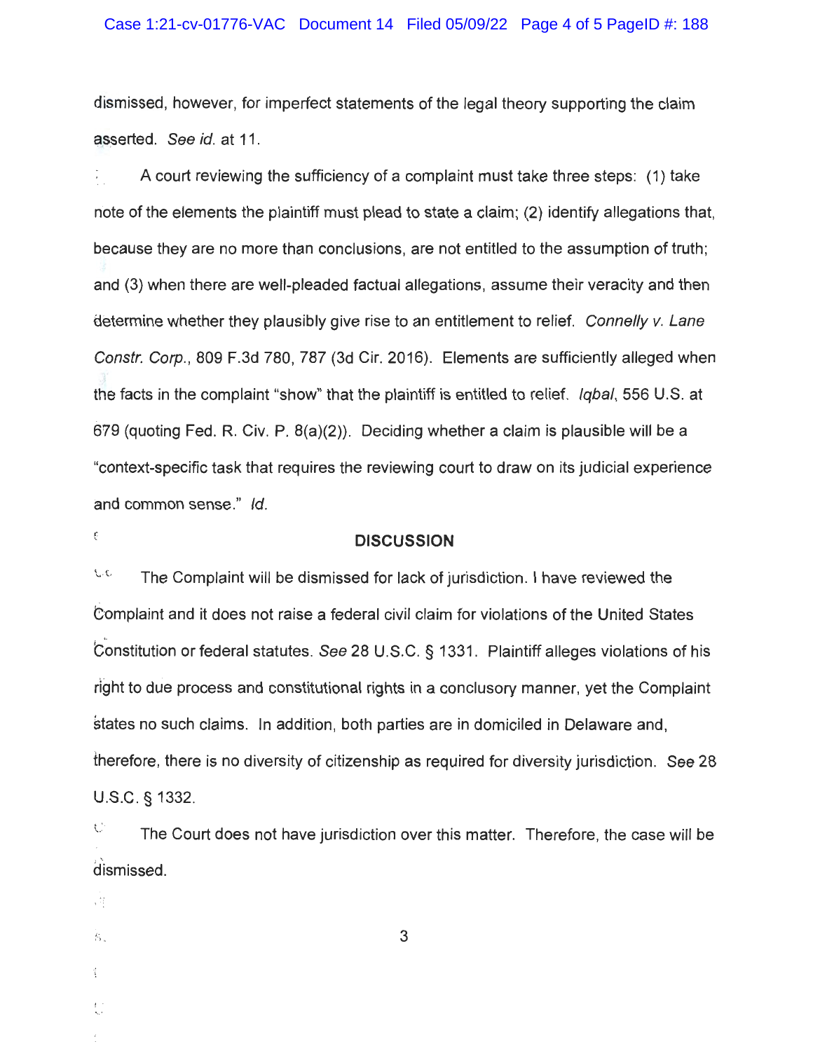dismissed, however, for imperfect statements of the legal theory supporting the claim asserted. *See id.* at 11.

A court reviewing the sufficiency of a complaint must take three steps: (1) take note of the elements the plaintiff must plead to state a claim; (2) identify allegations that, because they are no more than conclusions, are not entitled to the assumption of truth; and (3) when there are well-pleaded factual allegations, assume their veracity and then determine whether they plausibly give rise to an entitlement to relief. *Connelly v. Lane Constr. Corp.*, 809 F.3d 780, 787 (3d Cir. 2016). Elements are sufficiently alleged when the facts in the complaint "show" that the plaintiff is entitled to relief. *Iqbal*, 556 U.S. at 679 (quoting Fed. R. Civ. P. 8(a)(2)). Deciding whether a claim is plausible will be a "context-specific task that requires the reviewing court to draw on its judicial experience and common sense." *Id.*

## DISCUSSION

The Complaint will be dismissed for lack of jurisdiction. I have reviewed the Complaint and it does not raise a federal civil claim for violations of the United States Constitution or federal statutes. *See* 28 U.S.C. § 1331. Plaintiff alleges violations of his right to due process and constitutional rights in a conclusory manner, yet the Complaint states no such claims. In addition, both parties are in domiciled in Delaware and, therefore, there is no diversity of citizenship as required for diversity jurisdiction. *See* 28 U.S.C. § 1332.

The Court does not have jurisdiction over this matter. Therefore, the case will be dismissed.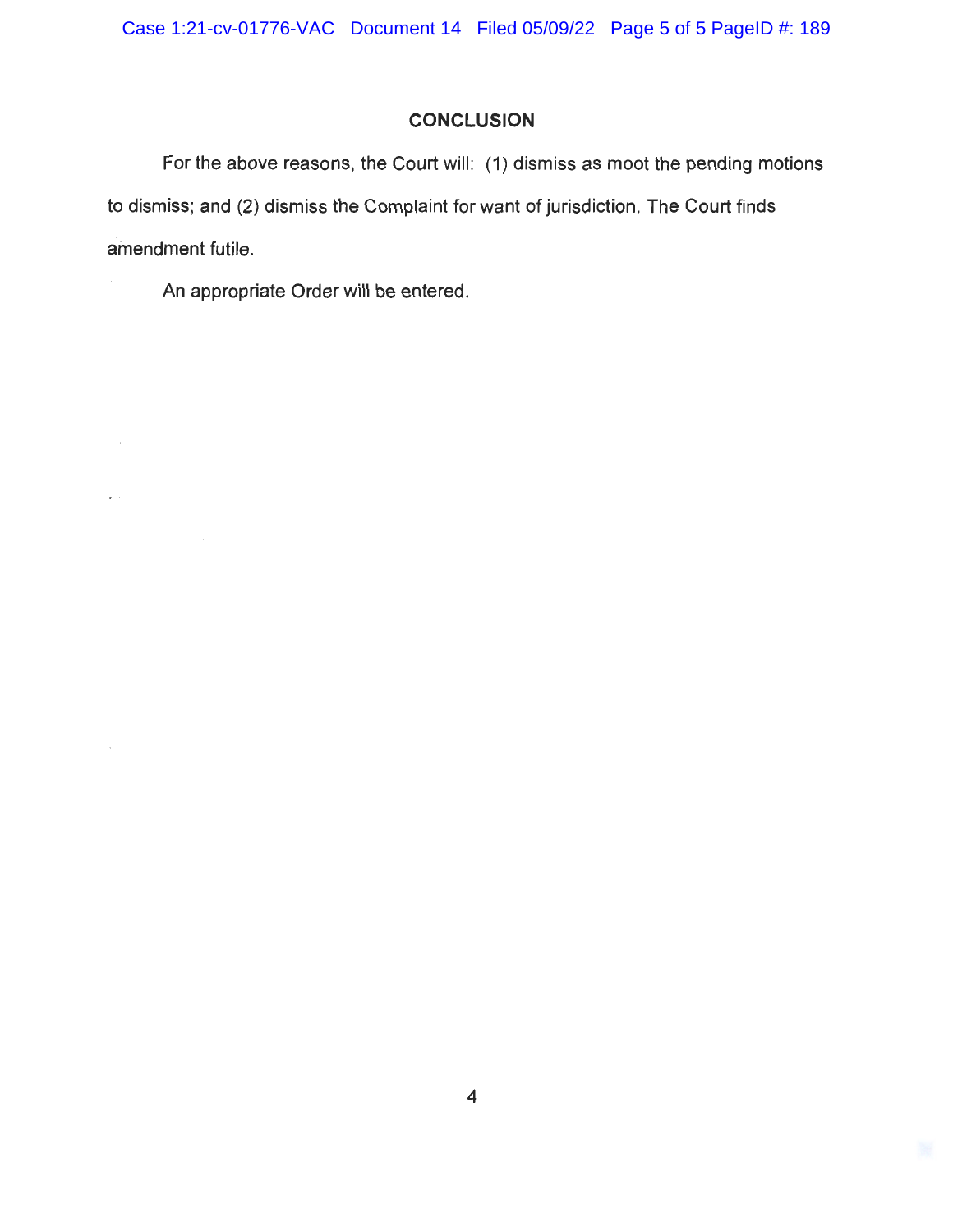## CONCLUSION

For the above reasons, the Court will: (1) dismiss as moot the pending motions to dismiss; and (2) dismiss the Complaint for want of jurisdiction. The Court finds amendment futile.

An appropriate Order will be entered.